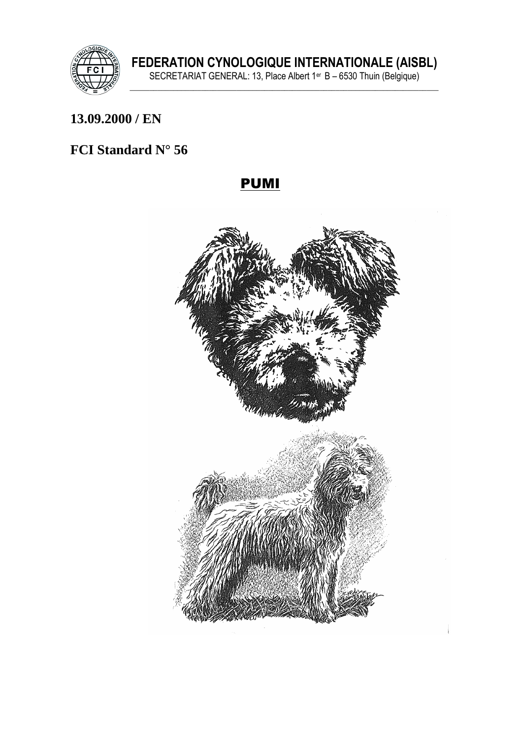**FEDERATION CYNOLOGIQUE INTERNATIONALE (AISBL)**

SECRETARIAT GENERAL: 13, Place Albert 1er B – 6530 Thuin (Belgique)

**13.09.2000 / EN**

**FCI Standard N° 56**

# PUMI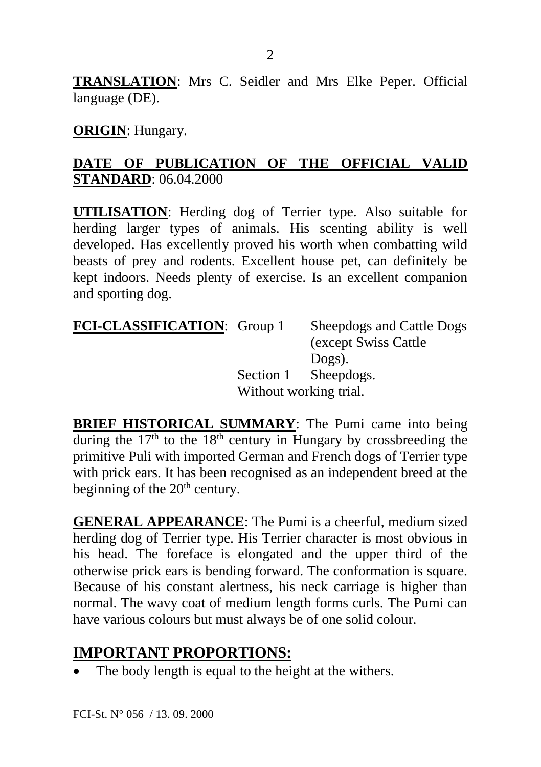**TRANSLATION**: Mrs C. Seidler and Mrs Elke Peper. Official language (DE).

**ORIGIN**: Hungary.

**DATE OF PUBLICATION OF THE OFFICIAL VALID STANDARD**: 06.04.2000

**UTILISATION**: Herding dog of Terrier type. Also suitable for herding larger types of animals. His scenting ability is well developed. Has excellently proved his worth when combatting wild beasts of prey and rodents. Excellent house pet, can definitely be kept indoors. Needs plenty of exercise. Is an excellent companion and sporting dog.

**FCI-CLASSIFICATION**: Group 1 Sheepdogs and Cattle Dogs (except Swiss Cattle Dogs).
Section 1 Sheepdogs.
Without working trial.

**BRIEF HISTORICAL SUMMARY**: The Pumi came into being during the 17th to the 18th century in Hungary by crossbreeding the primitive Puli with imported German and French dogs of Terrier type with prick ears. It has been recognised as an independent breed at the beginning of the 20th century.

**GENERAL APPEARANCE**: The Pumi is a cheerful, medium sized herding dog of Terrier type. His Terrier character is most obvious in his head. The foreface is elongated and the upper third of the otherwise prick ears is bending forward. The conformation is square. Because of his constant alertness, his neck carriage is higher than normal. The wavy coat of medium length forms curls. The Pumi can have various colours but must always be of one solid colour.

## IMPORTANT PROPORTIONS:

- The body length is equal to the height at the withers.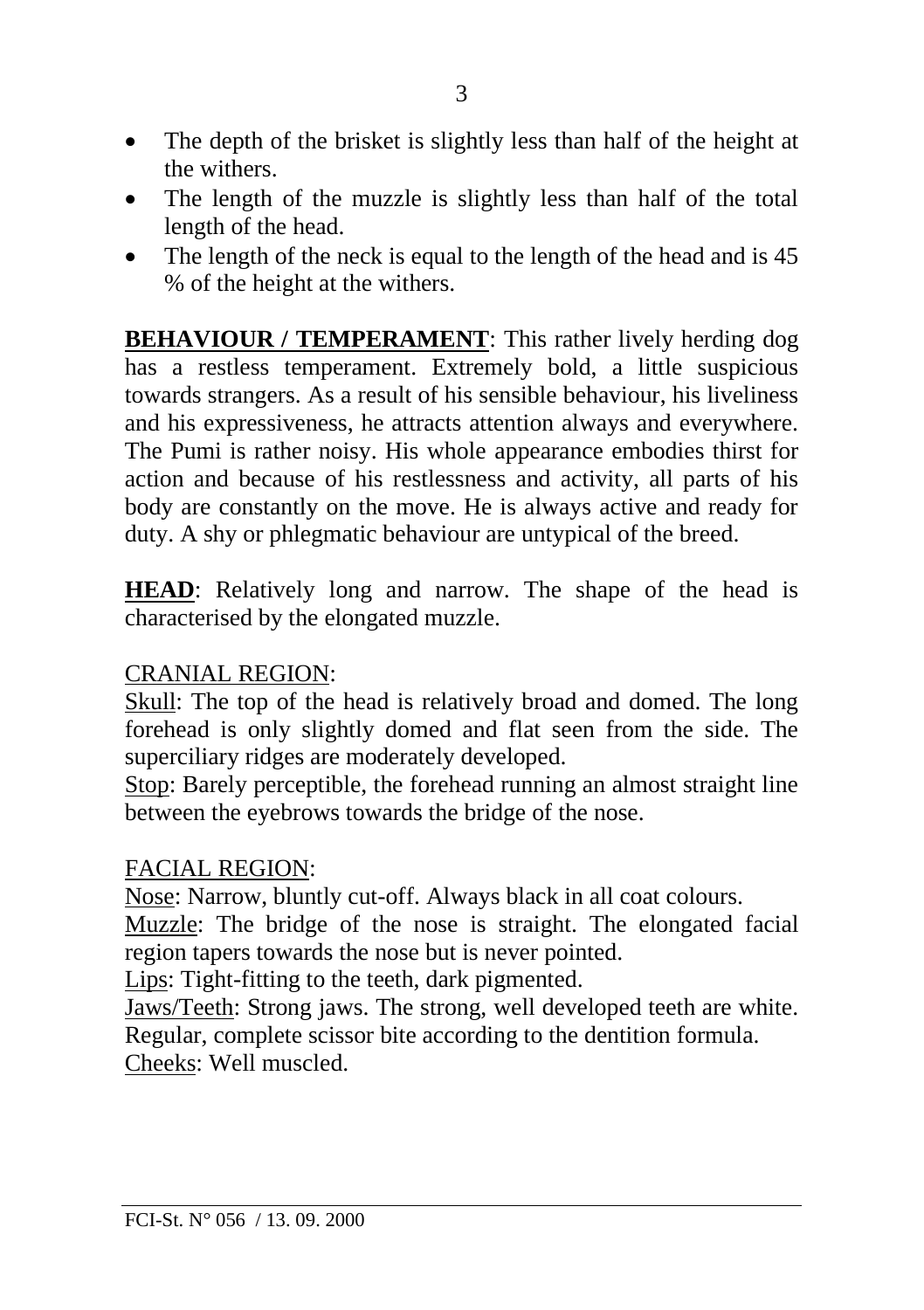- The depth of the brisket is slightly less than half of the height at the withers.
- The length of the muzzle is slightly less than half of the total length of the head.
- The length of the neck is equal to the length of the head and is 45 % of the height at the withers.

**BEHAVIOUR / TEMPERAMENT**: This rather lively herding dog has a restless temperament. Extremely bold, a little suspicious towards strangers. As a result of his sensible behaviour, his liveliness and his expressiveness, he attracts attention always and everywhere. The Pumi is rather noisy. His whole appearance embodies thirst for action and because of his restlessness and activity, all parts of his body are constantly on the move. He is always active and ready for duty. A shy or phlegmatic behaviour are untypical of the breed.

**HEAD**: Relatively long and narrow. The shape of the head is characterised by the elongated muzzle.

CRANIAL REGION:

Skull: The top of the head is relatively broad and domed. The long forehead is only slightly domed and flat seen from the side. The superciliary ridges are moderately developed.

Stop: Barely perceptible, the forehead running an almost straight line between the eyebrows towards the bridge of the nose.

FACIAL REGION:

Nose: Narrow, bluntly cut-off. Always black in all coat colours.

Muzzle: The bridge of the nose is straight. The elongated facial region tapers towards the nose but is never pointed.

Lips: Tight-fitting to the teeth, dark pigmented.

Jaws/Teeth: Strong jaws. The strong, well developed teeth are white. Regular, complete scissor bite according to the dentition formula.

Cheeks: Well muscled.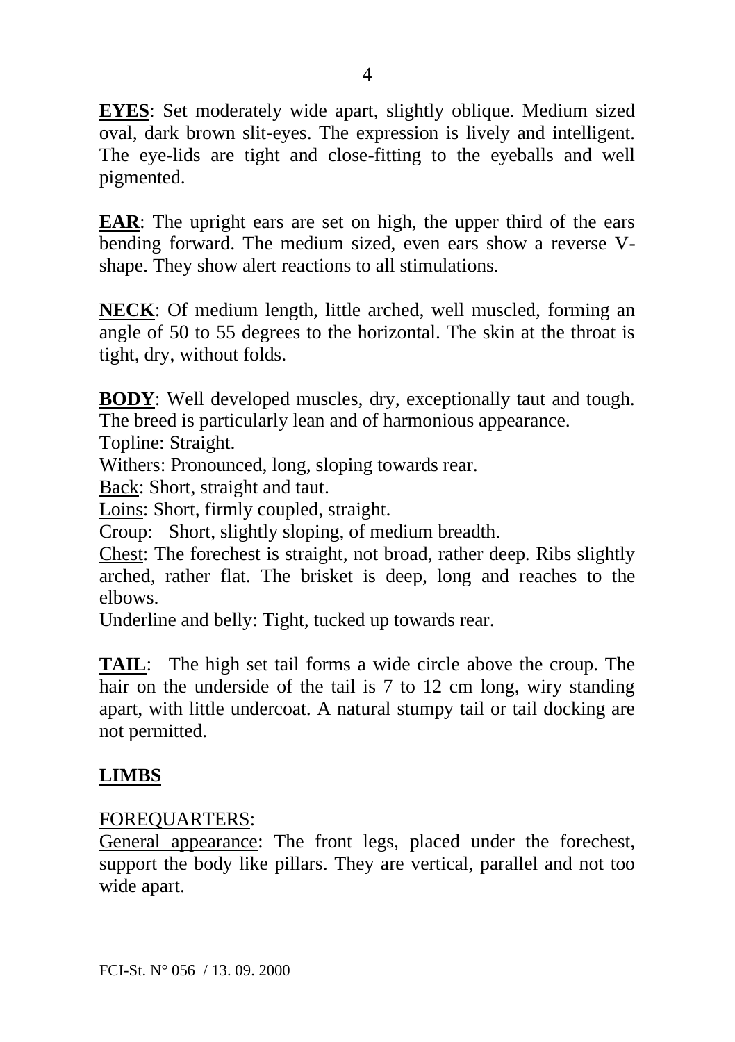**EYES**: Set moderately wide apart, slightly oblique. Medium sized oval, dark brown slit-eyes. The expression is lively and intelligent. The eye-lids are tight and close-fitting to the eyeballs and well pigmented.

**EAR**: The upright ears are set on high, the upper third of the ears bending forward. The medium sized, even ears show a reverse V-shape. They show alert reactions to all stimulations.

**NECK**: Of medium length, little arched, well muscled, forming an angle of 50 to 55 degrees to the horizontal. The skin at the throat is tight, dry, without folds.

**BODY**: Well developed muscles, dry, exceptionally taut and tough. The breed is particularly lean and of harmonious appearance.
Topline: Straight.
Withers: Pronounced, long, sloping towards rear.
Back: Short, straight and taut.
Loins: Short, firmly coupled, straight.
Croup: Short, slightly sloping, of medium breadth.
Chest: The forechest is straight, not broad, rather deep. Ribs slightly arched, rather flat. The brisket is deep, long and reaches to the elbows.
Underline and belly: Tight, tucked up towards rear.

**TAIL**: The high set tail forms a wide circle above the croup. The hair on the underside of the tail is 7 to 12 cm long, wiry standing apart, with little undercoat. A natural stumpy tail or tail docking are not permitted.

## LIMBS

FOREQUARTERS:
General appearance: The front legs, placed under the forechest, support the body like pillars. They are vertical, parallel and not too wide apart.

FCI-St. N° 056 / 13. 09. 2000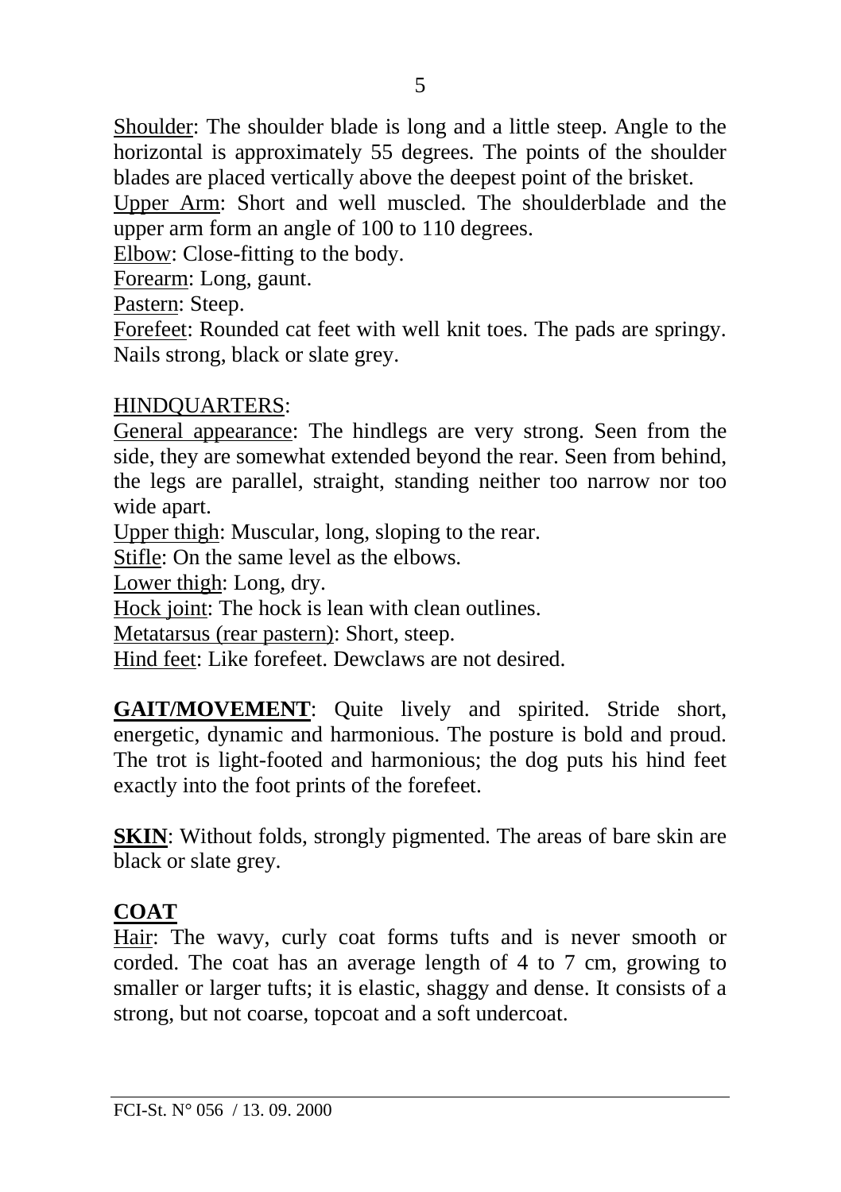Shoulder: The shoulder blade is long and a little steep. Angle to the horizontal is approximately 55 degrees. The points of the shoulder blades are placed vertically above the deepest point of the brisket.
Upper Arm: Short and well muscled. The shoulderblade and the upper arm form an angle of 100 to 110 degrees.
Elbow: Close-fitting to the body.
Forearm: Long, gaunt.
Pastern: Steep.
Forefeet: Rounded cat feet with well knit toes. The pads are springy. Nails strong, black or slate grey.

HINDQUARTERS:
General appearance: The hindlegs are very strong. Seen from the side, they are somewhat extended beyond the rear. Seen from behind, the legs are parallel, straight, standing neither too narrow nor too wide apart.
Upper thigh: Muscular, long, sloping to the rear.
Stifle: On the same level as the elbows.
Lower thigh: Long, dry.
Hock joint: The hock is lean with clean outlines.
Metatarsus (rear pastern): Short, steep.
Hind feet: Like forefeet. Dewclaws are not desired.

**GAIT/MOVEMENT**: Quite lively and spirited. Stride short, energetic, dynamic and harmonious. The posture is bold and proud. The trot is light-footed and harmonious; the dog puts his hind feet exactly into the foot prints of the forefeet.

**SKIN**: Without folds, strongly pigmented. The areas of bare skin are black or slate grey.

**COAT**
Hair: The wavy, curly coat forms tufts and is never smooth or corded. The coat has an average length of 4 to 7 cm, growing to smaller or larger tufts; it is elastic, shaggy and dense. It consists of a strong, but not coarse, topcoat and a soft undercoat.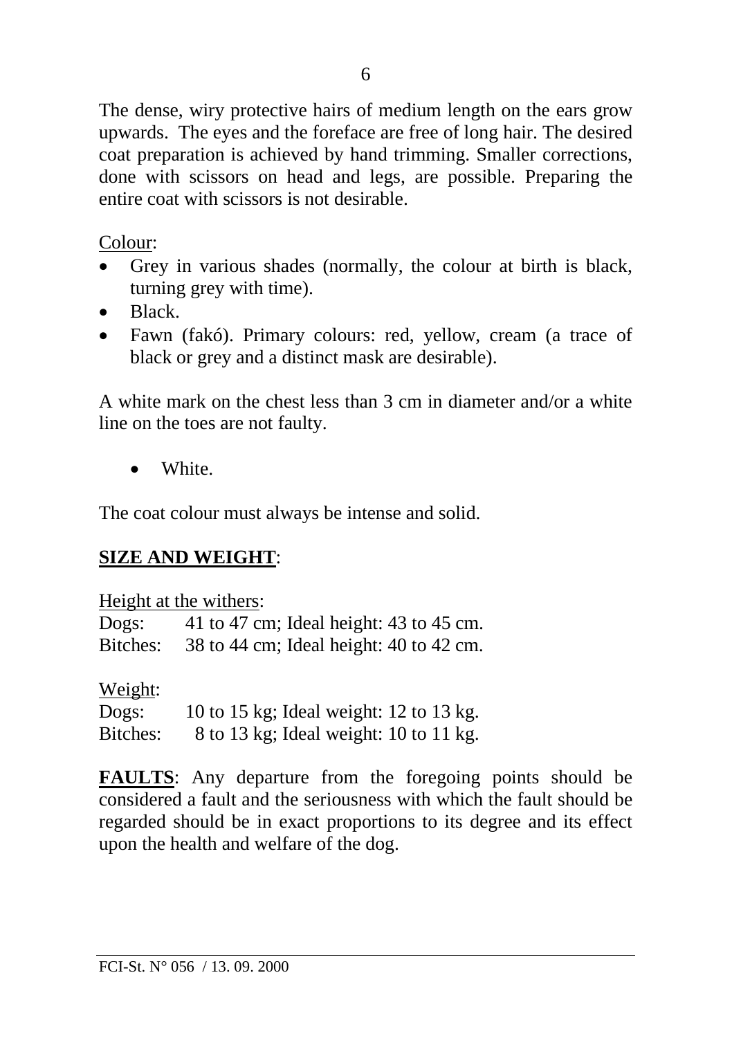The dense, wiry protective hairs of medium length on the ears grow upwards. The eyes and the foreface are free of long hair. The desired coat preparation is achieved by hand trimming. Smaller corrections, done with scissors on head and legs, are possible. Preparing the entire coat with scissors is not desirable.

Colour:

- Grey in various shades (normally, the colour at birth is black, turning grey with time).
- Black.
- Fawn (fakó). Primary colours: red, yellow, cream (a trace of black or grey and a distinct mask are desirable).

A white mark on the chest less than 3 cm in diameter and/or a white line on the toes are not faulty.

- White.

The coat colour must always be intense and solid.

**SIZE AND WEIGHT**:

Height at the withers:
Dogs: 41 to 47 cm; Ideal height: 43 to 45 cm.
Bitches: 38 to 44 cm; Ideal height: 40 to 42 cm.

Weight:
Dogs: 10 to 15 kg; Ideal weight: 12 to 13 kg.
Bitches: 8 to 13 kg; Ideal weight: 10 to 11 kg.

**FAULTS**: Any departure from the foregoing points should be considered a fault and the seriousness with which the fault should be regarded should be in exact proportions to its degree and its effect upon the health and welfare of the dog.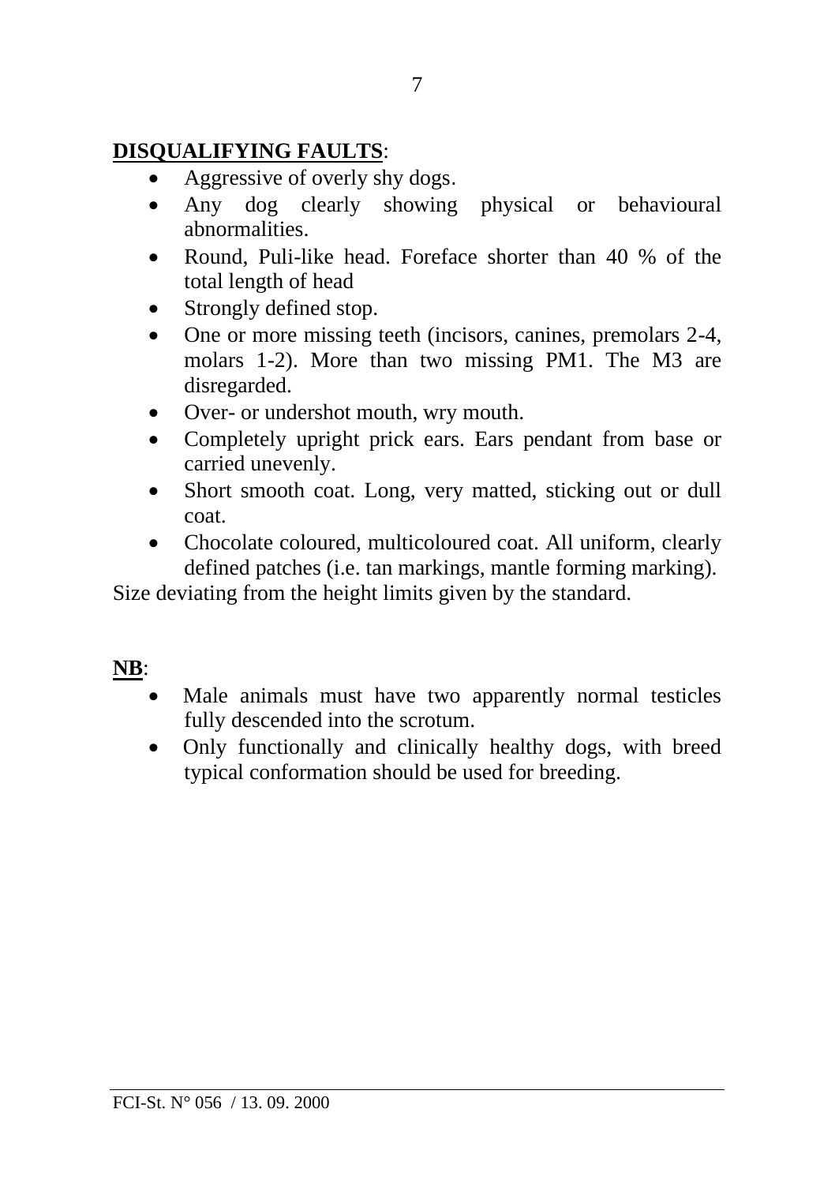**DISQUALIFYING FAULTS**:

- Aggressive of overly shy dogs.
- Any dog clearly showing physical or behavioural abnormalities.
- Round, Puli-like head. Foreface shorter than 40 % of the total length of head
- Strongly defined stop.
- One or more missing teeth (incisors, canines, premolars 2-4, molars 1-2). More than two missing PM1. The M3 are disregarded.
- Over- or undershot mouth, wry mouth.
- Completely upright prick ears. Ears pendant from base or carried unevenly.
- Short smooth coat. Long, very matted, sticking out or dull coat.
- Chocolate coloured, multicoloured coat. All uniform, clearly defined patches (i.e. tan markings, mantle forming marking).

Size deviating from the height limits given by the standard.

**NB**:

- Male animals must have two apparently normal testicles fully descended into the scrotum.
- Only functionally and clinically healthy dogs, with breed typical conformation should be used for breeding.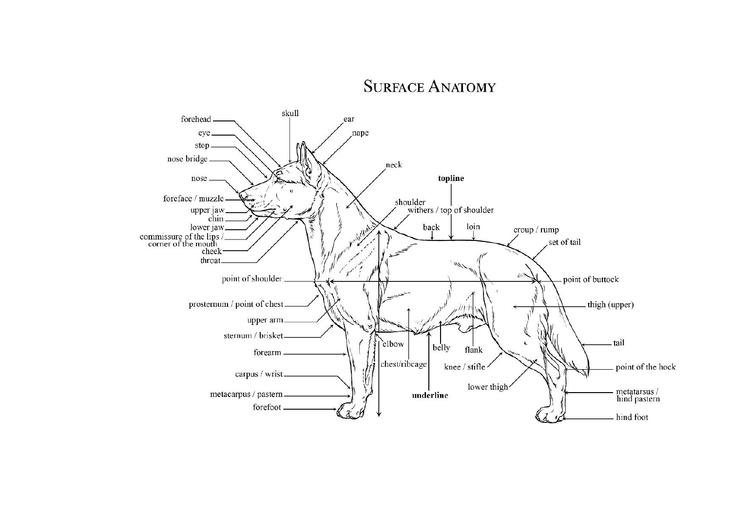# Surface Anatomy

forehead
eye
stop
nose bridge
nose
foreface / muzzle
upper jaw
chin
lower jaw
commissure of the lips / corner of the mouth
cheek
throat
skull
ear
nape
neck
shoulder
withers / top of shoulder
**topline**
back
loin
croup / rump
set of tail
point of shoulder
point of buttock
prosternum / point of chest
thigh (upper)
upper arm
sternum / brisket
elbow
belly
flank
tail
forearm
chest/ribcage
knee / stifle
point of the hock
carpus / wrist
lower thigh
metacarpus / pastern
**underline**
metatarsus / hind pastern
forefoot
hind foot